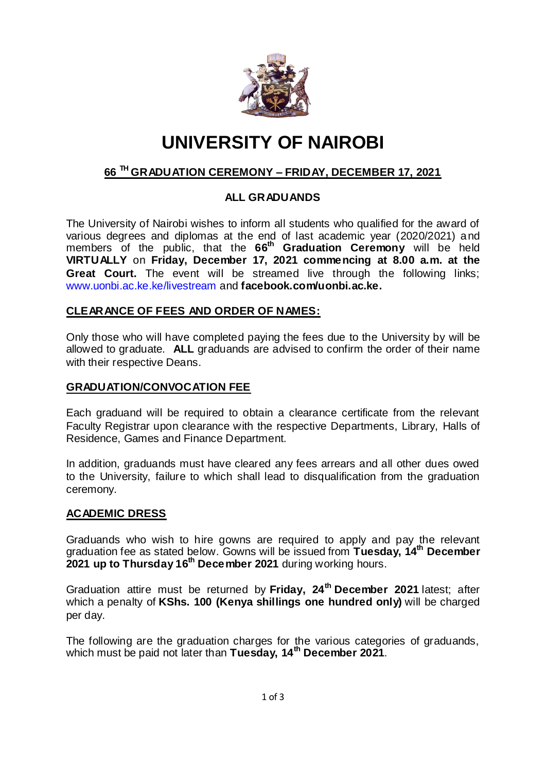# UNIVERSITY OF NAIROBI

## 66 TH GRADUATION CEREMONY – FRIDAY, DECEMBER 17, 2021

### ALL GRADUANDS

The University of Nairobi wishes to inform all students who qualified for the award of various degrees and diplomas at the end of last academic year (2020/2021) and members of the public, that the **66th Graduation Ceremony** will be held **VIRTUALLY** on **Friday, December 17, 2021 commencing at 8.00 a.m. at the Great Court.** The event will be streamed live through the following links; www.uonbi.ac.ke.ke/livestream and **facebook.com/uonbi.ac.ke.**

**CLEARANCE OF FEES AND ORDER OF NAMES:**

Only those who will have completed paying the fees due to the University by will be allowed to graduate. **ALL** graduands are advised to confirm the order of their name with their respective Deans.

**GRADUATION/CONVOCATION FEE**

Each graduand will be required to obtain a clearance certificate from the relevant Faculty Registrar upon clearance with the respective Departments, Library, Halls of Residence, Games and Finance Department.

In addition, graduands must have cleared any fees arrears and all other dues owed to the University, failure to which shall lead to disqualification from the graduation ceremony.

**ACADEMIC DRESS**

Graduands who wish to hire gowns are required to apply and pay the relevant graduation fee as stated below. Gowns will be issued from **Tuesday, 14th December 2021 up to Thursday 16th December 2021** during working hours.

Graduation attire must be returned by **Friday, 24th December 2021** latest; after which a penalty of **KShs. 100 (Kenya shillings one hundred only)** will be charged per day.

The following are the graduation charges for the various categories of graduands, which must be paid not later than **Tuesday, 14th December 2021**.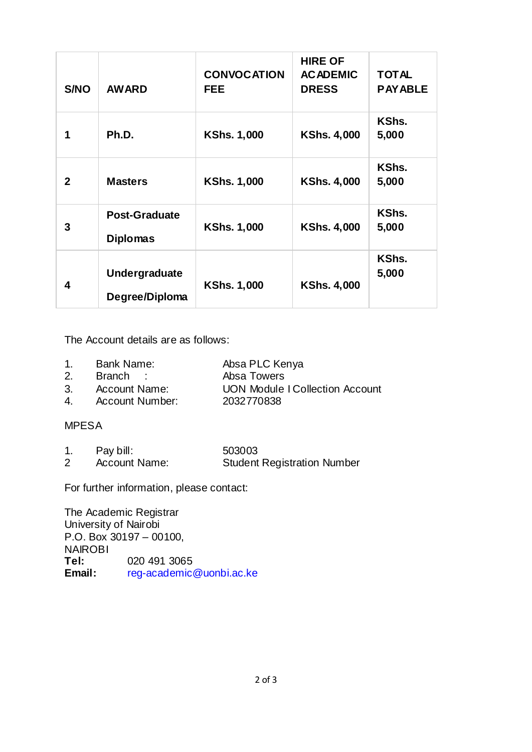| S/NO | AWARD | CONVOCATION FEE | HIRE OF ACADEMIC DRESS | TOTAL PAYABLE |
|---|---|---|---|---|
| 1 | Ph.D. | KShs. 1,000 | KShs. 4,000 | KShs. 5,000 |
| 2 | Masters | KShs. 1,000 | KShs. 4,000 | KShs. 5,000 |
| 3 | Post-Graduate Diplomas | KShs. 1,000 | KShs. 4,000 | KShs. 5,000 |
| 4 | Undergraduate Degree/Diploma | KShs. 1,000 | KShs. 4,000 | KShs. 5,000 |

The Account details are as follows:

1. Bank Name: Absa PLC Kenya
2. Branch : Absa Towers
3. Account Name: UON Module I Collection Account
4. Account Number: 2032770838

MPESA

1. Pay bill: 503003
2. Account Name: Student Registration Number

For further information, please contact:

The Academic Registrar
University of Nairobi
P.O. Box 30197 – 00100,
NAIROBI
**Tel:** 020 491 3065
**Email:** reg-academic@uonbi.ac.ke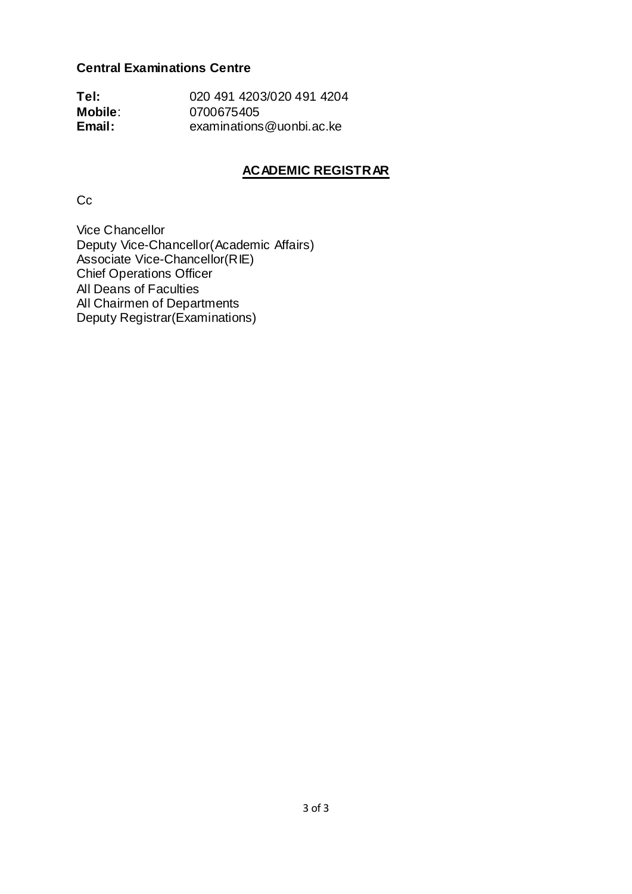**Central Examinations Centre**

| | |
|---|---|
| **Tel:** | 020 491 4203/020 491 4204 |
| **Mobile**: | 0700675405 |
| **Email:** | examinations@uonbi.ac.ke |

**<u>ACADEMIC REGISTRAR</u>**

Cc

Vice Chancellor
Deputy Vice-Chancellor(Academic Affairs)
Associate Vice-Chancellor(RIE)
Chief Operations Officer
All Deans of Faculties
All Chairmen of Departments
Deputy Registrar(Examinations)